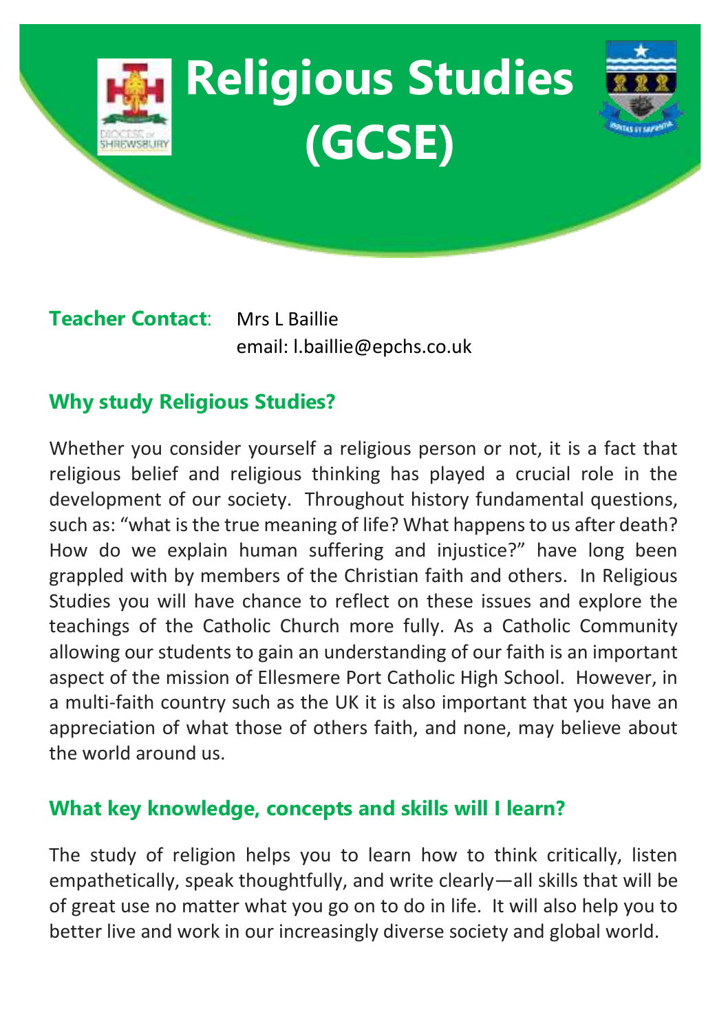# Religious Studies (GCSE)

**Teacher Contact**: Mrs L Baillie
email: l.baillie@epchs.co.uk

## Why study Religious Studies?

Whether you consider yourself a religious person or not, it is a fact that religious belief and religious thinking has played a crucial role in the development of our society. Throughout history fundamental questions, such as: "what is the true meaning of life? What happens to us after death? How do we explain human suffering and injustice?" have long been grappled with by members of the Christian faith and others. In Religious Studies you will have chance to reflect on these issues and explore the teachings of the Catholic Church more fully. As a Catholic Community allowing our students to gain an understanding of our faith is an important aspect of the mission of Ellesmere Port Catholic High School. However, in a multi-faith country such as the UK it is also important that you have an appreciation of what those of others faith, and none, may believe about the world around us.

## What key knowledge, concepts and skills will I learn?

The study of religion helps you to learn how to think critically, listen empathetically, speak thoughtfully, and write clearly—all skills that will be of great use no matter what you go on to do in life. It will also help you to better live and work in our increasingly diverse society and global world.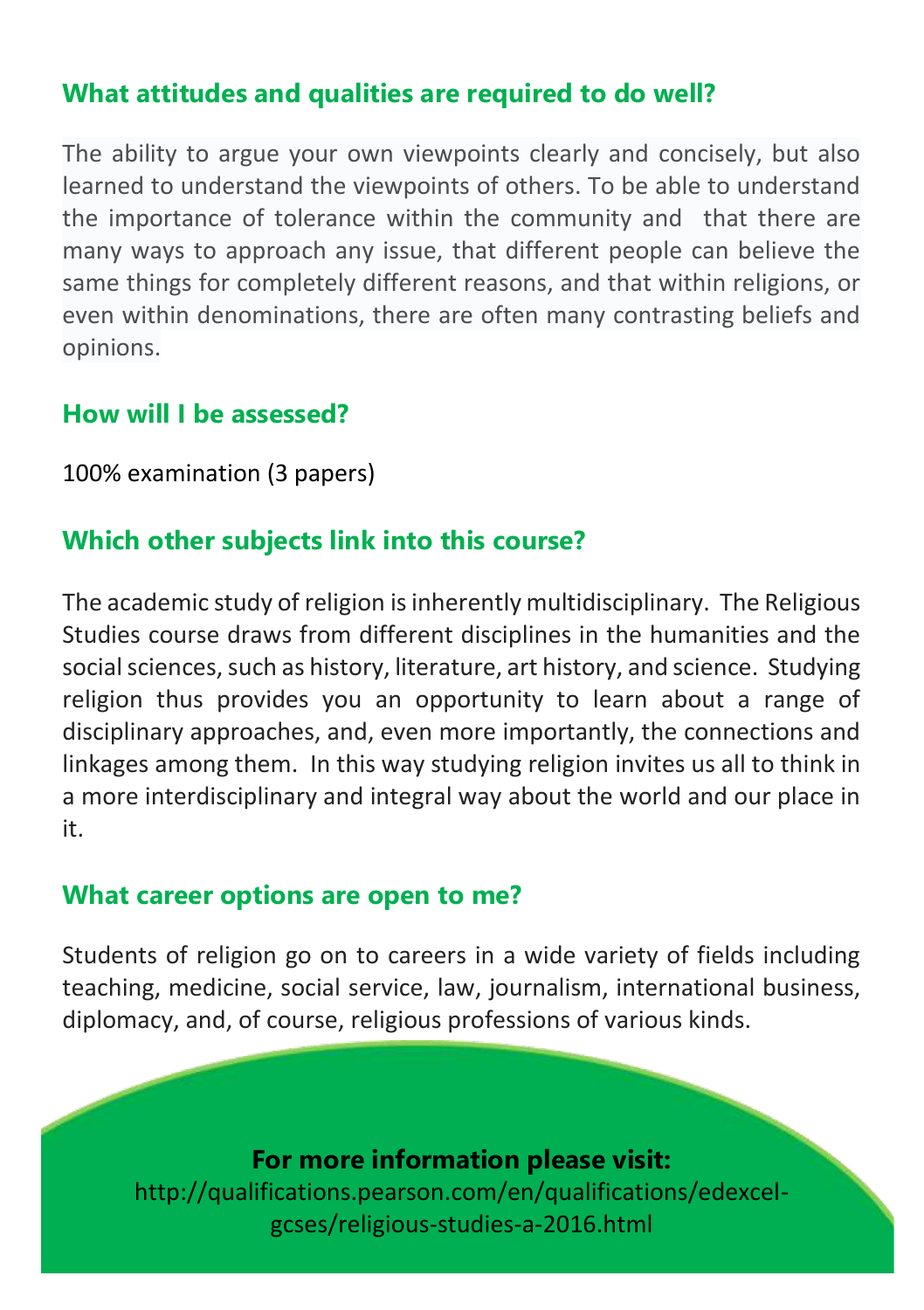## What attitudes and qualities are required to do well?

The ability to argue your own viewpoints clearly and concisely, but also learned to understand the viewpoints of others. To be able to understand the importance of tolerance within the community and that there are many ways to approach any issue, that different people can believe the same things for completely different reasons, and that within religions, or even within denominations, there are often many contrasting beliefs and opinions.

## How will I be assessed?

100% examination (3 papers)

## Which other subjects link into this course?

The academic study of religion is inherently multidisciplinary. The Religious Studies course draws from different disciplines in the humanities and the social sciences, such as history, literature, art history, and science. Studying religion thus provides you an opportunity to learn about a range of disciplinary approaches, and, even more importantly, the connections and linkages among them. In this way studying religion invites us all to think in a more interdisciplinary and integral way about the world and our place in it.

## What career options are open to me?

Students of religion go on to careers in a wide variety of fields including teaching, medicine, social service, law, journalism, international business, diplomacy, and, of course, religious professions of various kinds.

**For more information please visit:**
http://qualifications.pearson.com/en/qualifications/edexcel-gcses/religious-studies-a-2016.html